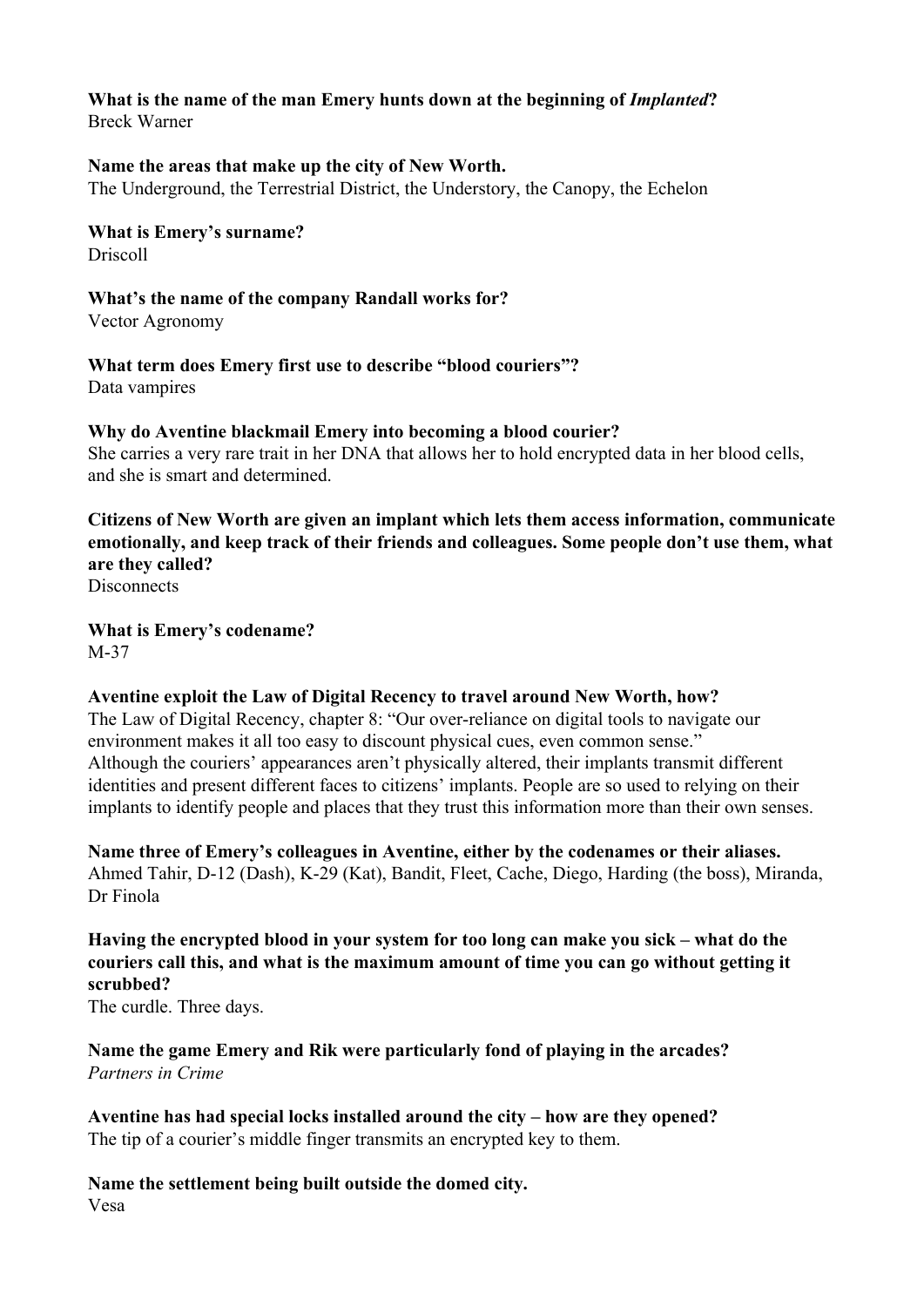**What is the name of the man Emery hunts down at the beginning of *Implanted*?**
Breck Warner

**Name the areas that make up the city of New Worth.**
The Underground, the Terrestrial District, the Understory, the Canopy, the Echelon

**What is Emery's surname?**
Driscoll

**What's the name of the company Randall works for?**
Vector Agronomy

**What term does Emery first use to describe "blood couriers"?**
Data vampires

**Why do Aventine blackmail Emery into becoming a blood courier?**
She carries a very rare trait in her DNA that allows her to hold encrypted data in her blood cells, and she is smart and determined.

**Citizens of New Worth are given an implant which lets them access information, communicate emotionally, and keep track of their friends and colleagues. Some people don't use them, what are they called?**
Disconnects

**What is Emery's codename?**
M-37

**Aventine exploit the Law of Digital Recency to travel around New Worth, how?**
The Law of Digital Recency, chapter 8: "Our over-reliance on digital tools to navigate our environment makes it all too easy to discount physical cues, even common sense."
Although the couriers' appearances aren't physically altered, their implants transmit different identities and present different faces to citizens' implants. People are so used to relying on their implants to identify people and places that they trust this information more than their own senses.

**Name three of Emery's colleagues in Aventine, either by the codenames or their aliases.**
Ahmed Tahir, D-12 (Dash), K-29 (Kat), Bandit, Fleet, Cache, Diego, Harding (the boss), Miranda, Dr Finola

**Having the encrypted blood in your system for too long can make you sick – what do the couriers call this, and what is the maximum amount of time you can go without getting it scrubbed?**
The curdle. Three days.

**Name the game Emery and Rik were particularly fond of playing in the arcades?**
*Partners in Crime*

**Aventine has had special locks installed around the city – how are they opened?**
The tip of a courier's middle finger transmits an encrypted key to them.

**Name the settlement being built outside the domed city.**
Vesa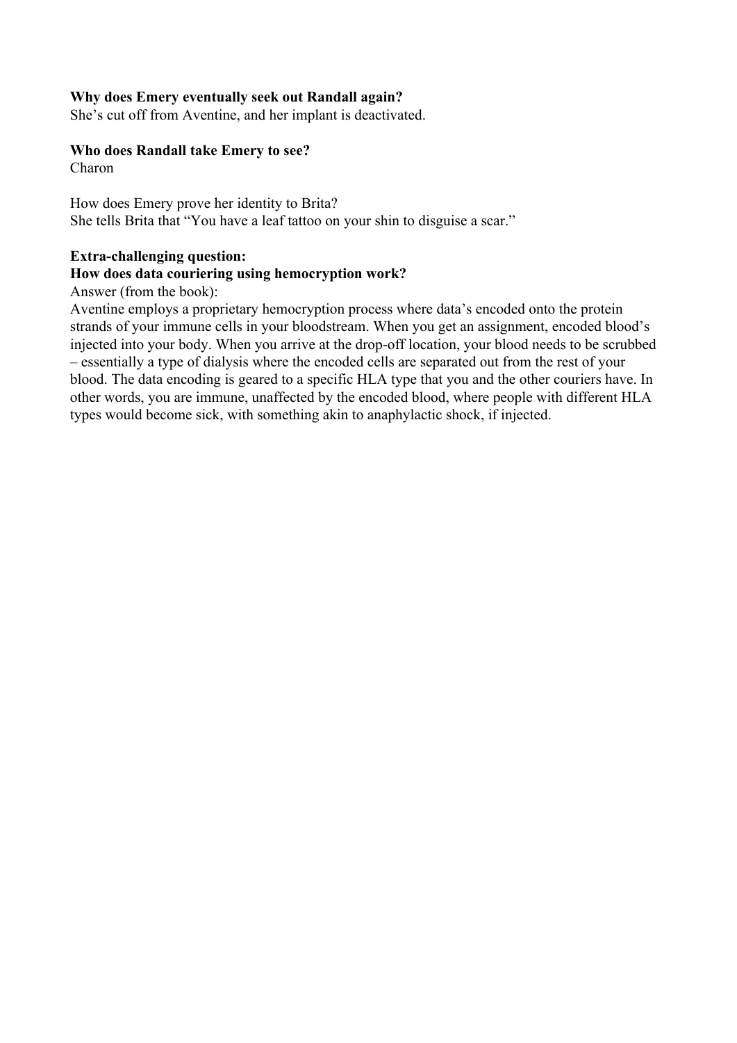**Why does Emery eventually seek out Randall again?**
She's cut off from Aventine, and her implant is deactivated.

**Who does Randall take Emery to see?**
Charon

How does Emery prove her identity to Brita?
She tells Brita that "You have a leaf tattoo on your shin to disguise a scar."

**Extra-challenging question:**
**How does data couriering using hemocryption work?**
Answer (from the book):
Aventine employs a proprietary hemocryption process where data's encoded onto the protein strands of your immune cells in your bloodstream. When you get an assignment, encoded blood's injected into your body. When you arrive at the drop-off location, your blood needs to be scrubbed – essentially a type of dialysis where the encoded cells are separated out from the rest of your blood. The data encoding is geared to a specific HLA type that you and the other couriers have. In other words, you are immune, unaffected by the encoded blood, where people with different HLA types would become sick, with something akin to anaphylactic shock, if injected.